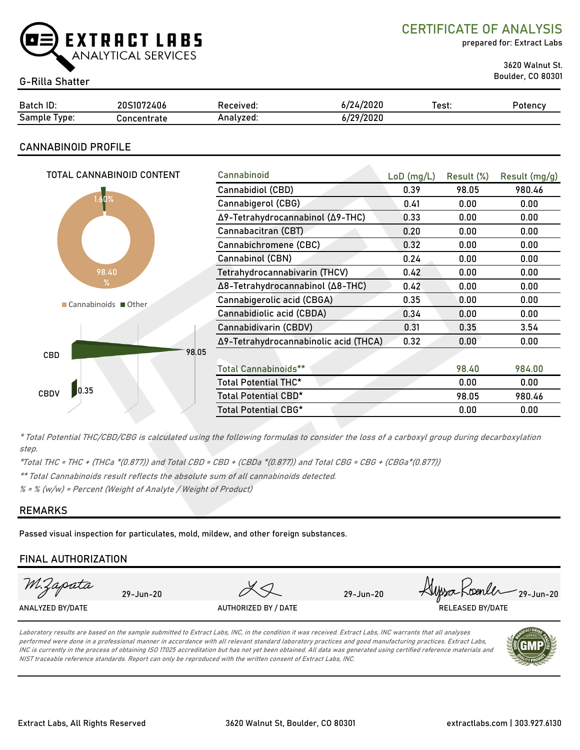# EXTRACT LABS
ANALYTICAL SERVICES

## CERTIFICATE OF ANALYSIS

prepared for: Extract Labs

3620 Walnut St.
Boulder, CO 80301

G-Rilla Shatter

| Batch ID: | 20S1072406 | Received: | 6/24/2020 | Test: | Potency |
|---|---|---|---|---|---|
| Sample Type: | Concentrate | Analyzed: | 6/29/2020 | | |

## CANNABINOID PROFILE

TOTAL CANNABINOID CONTENT

1.60%

98.40 %

Cannabinoids ■ Other

CBD 98.05

CBDV 0.35

| Cannabinoid | LoD (mg/L) | Result (%) | Result (mg/g) |
|---|---|---|---|
| Cannabidiol (CBD) | 0.39 | 98.05 | 980.46 |
| Cannabigerol (CBG) | 0.41 | 0.00 | 0.00 |
| Δ9-Tetrahydrocannabinol (Δ9-THC) | 0.33 | 0.00 | 0.00 |
| Cannabacitran (CBT) | 0.20 | 0.00 | 0.00 |
| Cannabichromene (CBC) | 0.32 | 0.00 | 0.00 |
| Cannabinol (CBN) | 0.24 | 0.00 | 0.00 |
| Tetrahydrocannabivarin (THCV) | 0.42 | 0.00 | 0.00 |
| Δ8-Tetrahydrocannabinol (Δ8-THC) | 0.42 | 0.00 | 0.00 |
| Cannabigerolic acid (CBGA) | 0.35 | 0.00 | 0.00 |
| Cannabidiolic acid (CBDA) | 0.34 | 0.00 | 0.00 |
| Cannabidivarin (CBDV) | 0.31 | 0.35 | 3.54 |
| Δ9-Tetrahydrocannabinolic acid (THCA) | 0.32 | 0.00 | 0.00 |
| | | | |
| Total Cannabinoids** | | 98.40 | 984.00 |
| Total Potential THC* | | 0.00 | 0.00 |
| Total Potential CBD* | | 98.05 | 980.46 |
| Total Potential CBG* | | 0.00 | 0.00 |

*\* Total Potential THC/CBD/CBG is calculated using the following formulas to consider the loss of a carboxyl group during decarboxylation step.*

*\*Total THC = THC + (THCa \*(0.877)) and Total CBD = CBD + (CBDa \*(0.877)) and Total CBG = CBG + (CBGa\*(0.877))*

*\*\* Total Cannabinoids result reflects the absolute sum of all cannabinoids detected.*

*% = % (w/w) = Percent (Weight of Analyte / Weight of Product)*

## REMARKS

Passed visual inspection for particulates, mold, mildew, and other foreign substances.

## FINAL AUTHORIZATION

| M. Zapata 29-Jun-20 | 29-Jun-20 | Alyssa Roenler 29-Jun-20 |
|---|---|---|
| ANALYZED BY/DATE | AUTHORIZED BY / DATE | RELEASED BY/DATE |

*Laboratory results are based on the sample submitted to Extract Labs, INC, in the condition it was received. Extract Labs, INC warrants that all analyses performed were done in a professional manner in accordance with all relevant standard laboratory practices and good manufacturing practices. Extract Labs, INC is currently in the process of obtaining ISO 17025 accreditation but has not yet been obtained. All data was generated using certified reference materials and NIST traceable reference standards. Report can only be reproduced with the written consent of Extract Labs, INC.*

Extract Labs, All Rights Reserved | 3620 Walnut St, Boulder, CO 80301 | extractlabs.com | 303.927.6130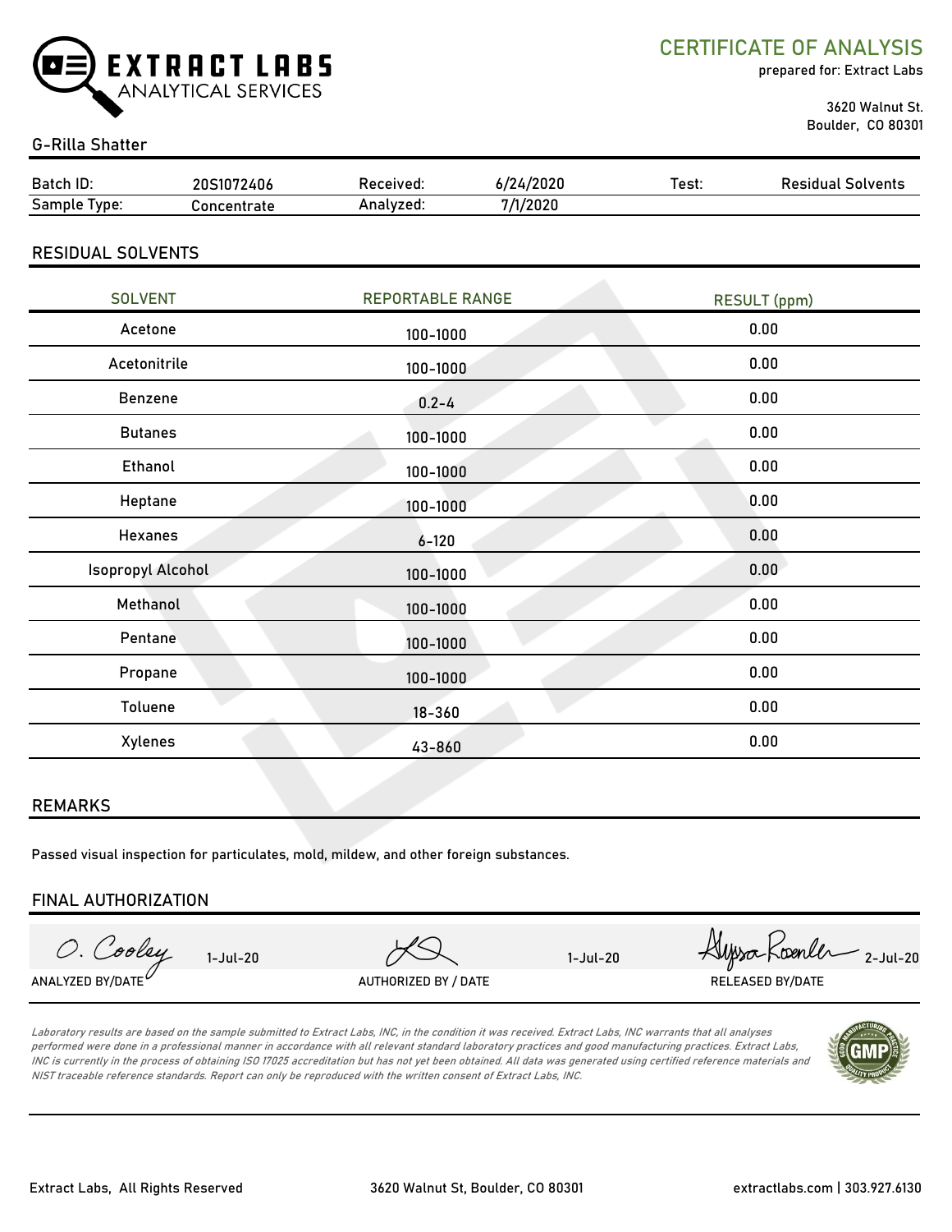# CERTIFICATE OF ANALYSIS

**EXTRACT LABS** ANALYTICAL SERVICES

prepared for: Extract Labs

3620 Walnut St.
Boulder, CO 80301

G-Rilla Shatter

| Batch ID: | 20S1072406 | Received: | 6/24/2020 | Test: | Residual Solvents |
|---|---|---|---|---|---|
| Sample Type: | Concentrate | Analyzed: | 7/1/2020 | | |

## RESIDUAL SOLVENTS

| SOLVENT | REPORTABLE RANGE | RESULT (ppm) |
|---|---|---|
| Acetone | 100-1000 | 0.00 |
| Acetonitrile | 100-1000 | 0.00 |
| Benzene | 0.2-4 | 0.00 |
| Butanes | 100-1000 | 0.00 |
| Ethanol | 100-1000 | 0.00 |
| Heptane | 100-1000 | 0.00 |
| Hexanes | 6-120 | 0.00 |
| Isopropyl Alcohol | 100-1000 | 0.00 |
| Methanol | 100-1000 | 0.00 |
| Pentane | 100-1000 | 0.00 |
| Propane | 100-1000 | 0.00 |
| Toluene | 18-360 | 0.00 |
| Xylenes | 43-860 | 0.00 |

## REMARKS

Passed visual inspection for particulates, mold, mildew, and other foreign substances.

## FINAL AUTHORIZATION

| O. Cooley 1-Jul-20 | 1-Jul-20 | Alyssa Roenler 2-Jul-20 |
|---|---|---|
| ANALYZED BY/DATE | AUTHORIZED BY / DATE | RELEASED BY/DATE |

*Laboratory results are based on the sample submitted to Extract Labs, INC, in the condition it was received. Extract Labs, INC warrants that all analyses performed were done in a professional manner in accordance with all relevant standard laboratory practices and good manufacturing practices. Extract Labs, INC is currently in the process of obtaining ISO 17025 accreditation but has not yet been obtained. All data was generated using certified reference materials and NIST traceable reference standards. Report can only be reproduced with the written consent of Extract Labs, INC.*

Extract Labs, All Rights Reserved | 3620 Walnut St, Boulder, CO 80301 | extractlabs.com | 303.927.6130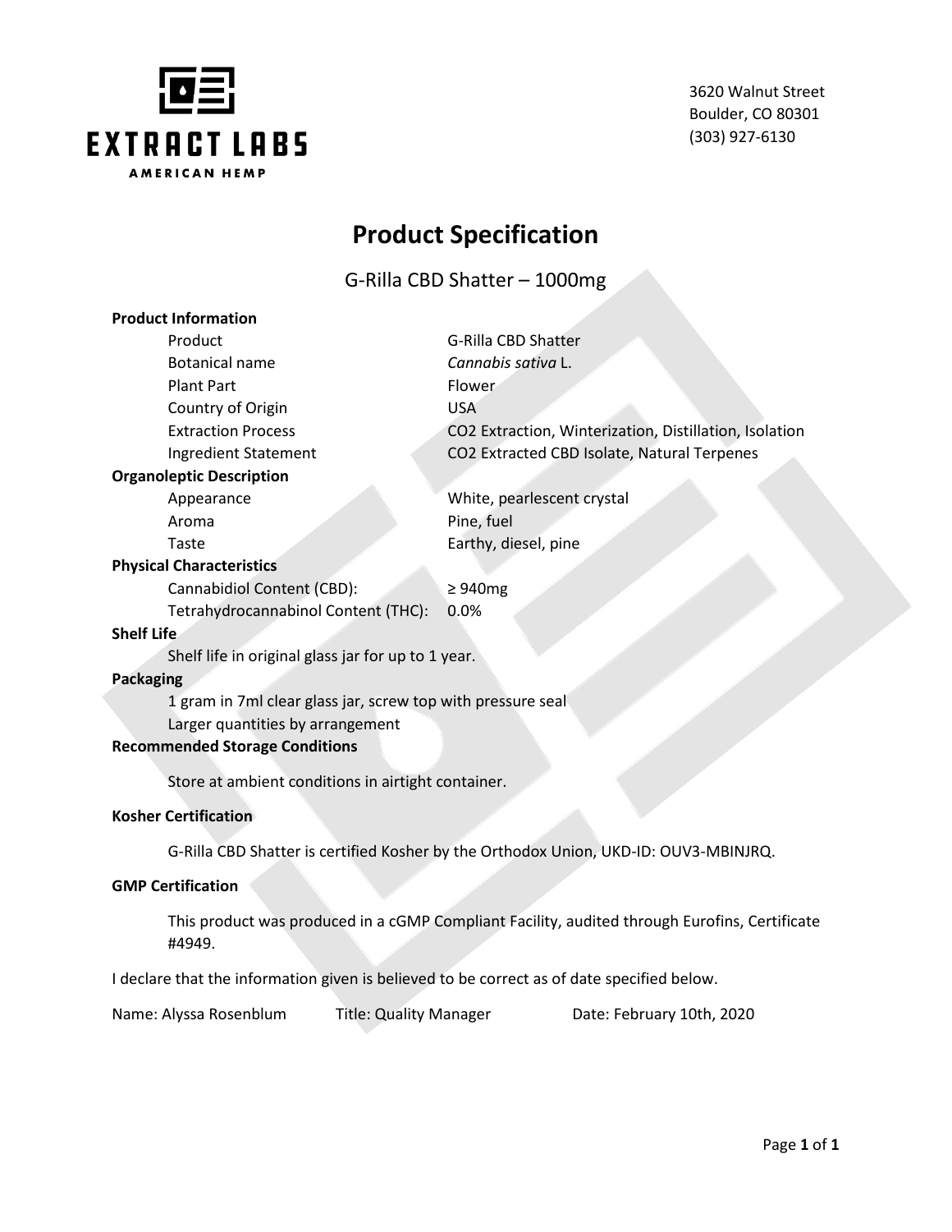**EXTRACT LABS**
**AMERICAN HEMP**

3620 Walnut Street
Boulder, CO 80301
(303) 927-6130

# Product Specification

## G-Rilla CBD Shatter – 1000mg

**Product Information**

| | |
|---|---|
| Product | G-Rilla CBD Shatter |
| Botanical name | *Cannabis sativa* L. |
| Plant Part | Flower |
| Country of Origin | USA |
| Extraction Process | CO2 Extraction, Winterization, Distillation, Isolation |
| Ingredient Statement | CO2 Extracted CBD Isolate, Natural Terpenes |

**Organoleptic Description**

| | |
|---|---|
| Appearance | White, pearlescent crystal |
| Aroma | Pine, fuel |
| Taste | Earthy, diesel, pine |

**Physical Characteristics**

| | |
|---|---|
| Cannabidiol Content (CBD): | ≥ 940mg |
| Tetrahydrocannabinol Content (THC): | 0.0% |

**Shelf Life**

Shelf life in original glass jar for up to 1 year.

**Packaging**

1 gram in 7ml clear glass jar, screw top with pressure seal
Larger quantities by arrangement

**Recommended Storage Conditions**

Store at ambient conditions in airtight container.

**Kosher Certification**

G-Rilla CBD Shatter is certified Kosher by the Orthodox Union, UKD-ID: OUV3-MBINJRQ.

**GMP Certification**

This product was produced in a cGMP Compliant Facility, audited through Eurofins, Certificate #4949.

I declare that the information given is believed to be correct as of date specified below.

Name: Alyssa Rosenblum Title: Quality Manager Date: February 10th, 2020